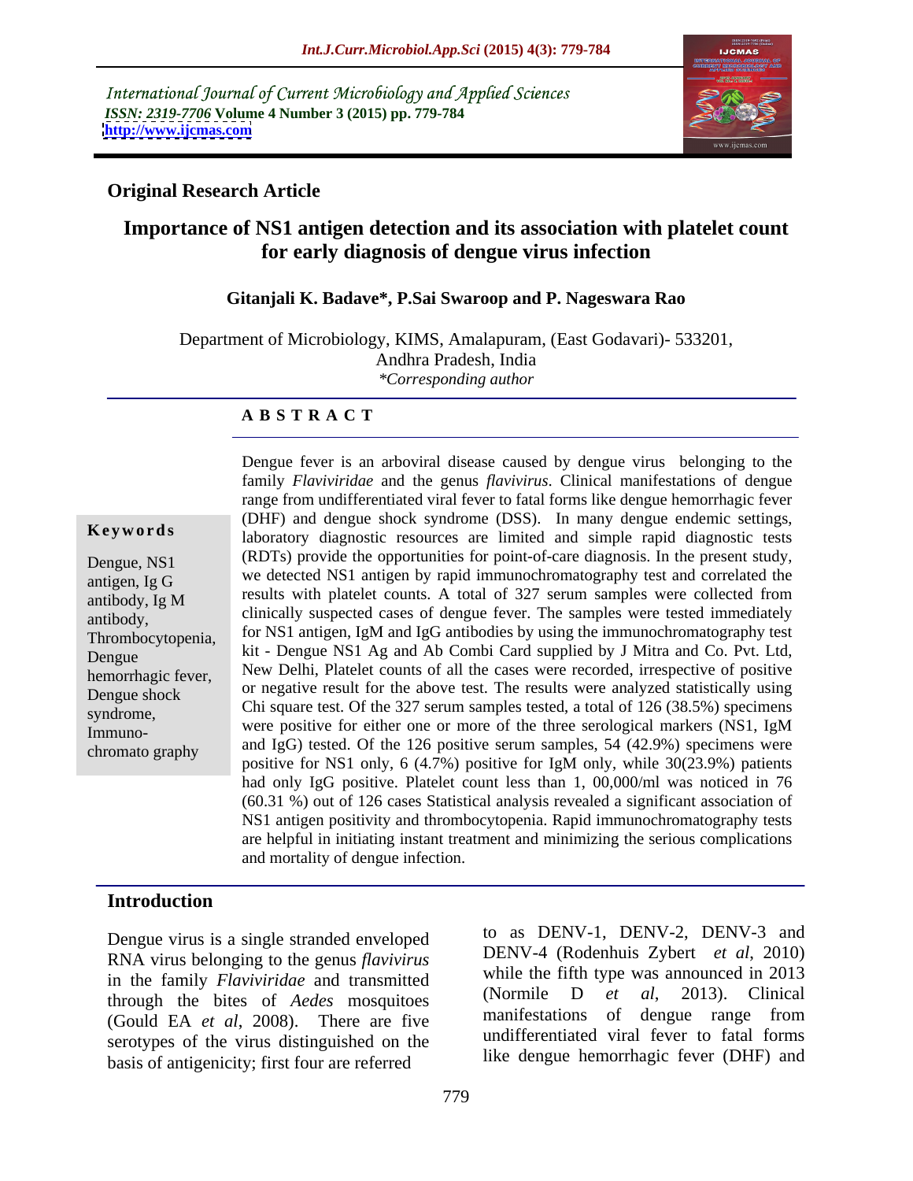International Journal of Current Microbiology and Applied Sciences
*ISSN: 2319-7706* **Volume 4 Number 3 (2015) pp. 779-784**
**http://www.ijcmas.com**

**Original Research Article**

# Importance of NS1 antigen detection and its association with platelet count for early diagnosis of dengue virus infection

**Gitanjali K. Badave\*, P.Sai Swaroop and P. Nageswara Rao**

Department of Microbiology, KIMS, Amalapuram, (East Godavari)- 533201, Andhra Pradesh, India
*\*Corresponding author*

## ABSTRACT

**Keywords**

Dengue, NS1 antigen, Ig G antibody, Ig M antibody, Thrombocytopenia, Dengue hemorrhagic fever, Dengue shock syndrome, Immuno-chromato graphy

Dengue fever is an arboviral disease caused by dengue virus belonging to the family *Flaviviridae* and the genus *flavivirus*. Clinical manifestations of dengue range from undifferentiated viral fever to fatal forms like dengue hemorrhagic fever (DHF) and dengue shock syndrome (DSS). In many dengue endemic settings, laboratory diagnostic resources are limited and simple rapid diagnostic tests (RDTs) provide the opportunities for point-of-care diagnosis. In the present study, we detected NS1 antigen by rapid immunochromatography test and correlated the results with platelet counts. A total of 327 serum samples were collected from clinically suspected cases of dengue fever. The samples were tested immediately for NS1 antigen, IgM and IgG antibodies by using the immunochromatography test kit - Dengue NS1 Ag and Ab Combi Card supplied by J Mitra and Co. Pvt. Ltd, New Delhi, Platelet counts of all the cases were recorded, irrespective of positive or negative result for the above test. The results were analyzed statistically using Chi square test. Of the 327 serum samples tested, a total of 126 (38.5%) specimens were positive for either one or more of the three serological markers (NS1, IgM and IgG) tested. Of the 126 positive serum samples, 54 (42.9%) specimens were positive for NS1 only, 6 (4.7%) positive for IgM only, while 30(23.9%) patients had only IgG positive. Platelet count less than 1, 00,000/ml was noticed in 76 (60.31 %) out of 126 cases Statistical analysis revealed a significant association of NS1 antigen positivity and thrombocytopenia. Rapid immunochromatography tests are helpful in initiating instant treatment and minimizing the serious complications and mortality of dengue infection.

## Introduction

Dengue virus is a single stranded enveloped RNA virus belonging to the genus *flavivirus* in the family *Flaviviridae* and transmitted through the bites of *Aedes* mosquitoes (Gould EA *et al*, 2008). There are five serotypes of the virus distinguished on the basis of antigenicity; first four are referred to as DENV-1, DENV-2, DENV-3 and DENV-4 (Rodenhuis Zybert *et al*, 2010) while the fifth type was announced in 2013 (Normile D *et al*, 2013). Clinical manifestations of dengue range from undifferentiated viral fever to fatal forms like dengue hemorrhagic fever (DHF) and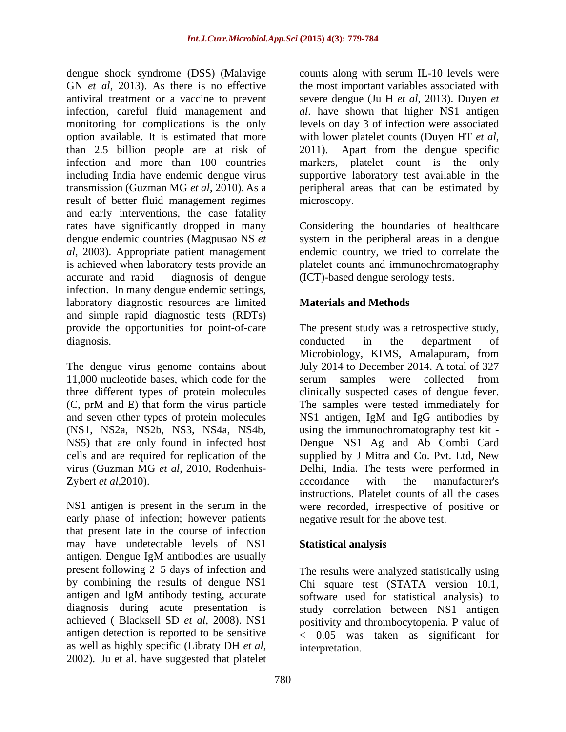dengue shock syndrome (DSS) (Malavige GN *et al*, 2013). As there is no effective antiviral treatment or a vaccine to prevent infection, careful fluid management and monitoring for complications is the only option available. It is estimated that more than 2.5 billion people are at risk of infection and more than 100 countries including India have endemic dengue virus transmission (Guzman MG *et al*, 2010). As a result of better fluid management regimes and early interventions, the case fatality rates have significantly dropped in many dengue endemic countries (Magpusao NS *et al*, 2003). Appropriate patient management is achieved when laboratory tests provide an accurate and rapid diagnosis of dengue infection. In many dengue endemic settings, laboratory diagnostic resources are limited and simple rapid diagnostic tests (RDTs) provide the opportunities for point-of-care diagnosis.

The dengue virus genome contains about 11,000 nucleotide bases, which code for the three different types of protein molecules (C, prM and E) that form the virus particle and seven other types of protein molecules (NS1, NS2a, NS2b, NS3, NS4a, NS4b, NS5) that are only found in infected host cells and are required for replication of the virus (Guzman MG *et al*, 2010, Rodenhuis-Zybert *et al*,2010).

NS1 antigen is present in the serum in the early phase of infection; however patients that present late in the course of infection may have undetectable levels of NS1 antigen. Dengue IgM antibodies are usually present following 2–5 days of infection and by combining the results of dengue NS1 antigen and IgM antibody testing, accurate diagnosis during acute presentation is achieved ( Blacksell SD *et al*, 2008). NS1 antigen detection is reported to be sensitive as well as highly specific (Libraty DH *et al*, 2002). Ju et al. have suggested that platelet counts along with serum IL-10 levels were the most important variables associated with severe dengue (Ju H *et al*, 2013). Duyen *et al*. have shown that higher NS1 antigen levels on day 3 of infection were associated with lower platelet counts (Duyen HT *et al*, 2011). Apart from the dengue specific markers, platelet count is the only supportive laboratory test available in the peripheral areas that can be estimated by microscopy.

Considering the boundaries of healthcare system in the peripheral areas in a dengue endemic country, we tried to correlate the platelet counts and immunochromatography (ICT)-based dengue serology tests.

## Materials and Methods

The present study was a retrospective study, conducted in the department of Microbiology, KIMS, Amalapuram, from July 2014 to December 2014. A total of 327 serum samples were collected from clinically suspected cases of dengue fever. The samples were tested immediately for NS1 antigen, IgM and IgG antibodies by using the immunochromatography test kit - Dengue NS1 Ag and Ab Combi Card supplied by J Mitra and Co. Pvt. Ltd, New Delhi, India. The tests were performed in accordance with the manufacturer's instructions. Platelet counts of all the cases were recorded, irrespective of positive or negative result for the above test.

### Statistical analysis

The results were analyzed statistically using Chi square test (STATA version 10.1, software used for statistical analysis) to study correlation between NS1 antigen positivity and thrombocytopenia. P value of $< 0.05$ was taken as significant for interpretation.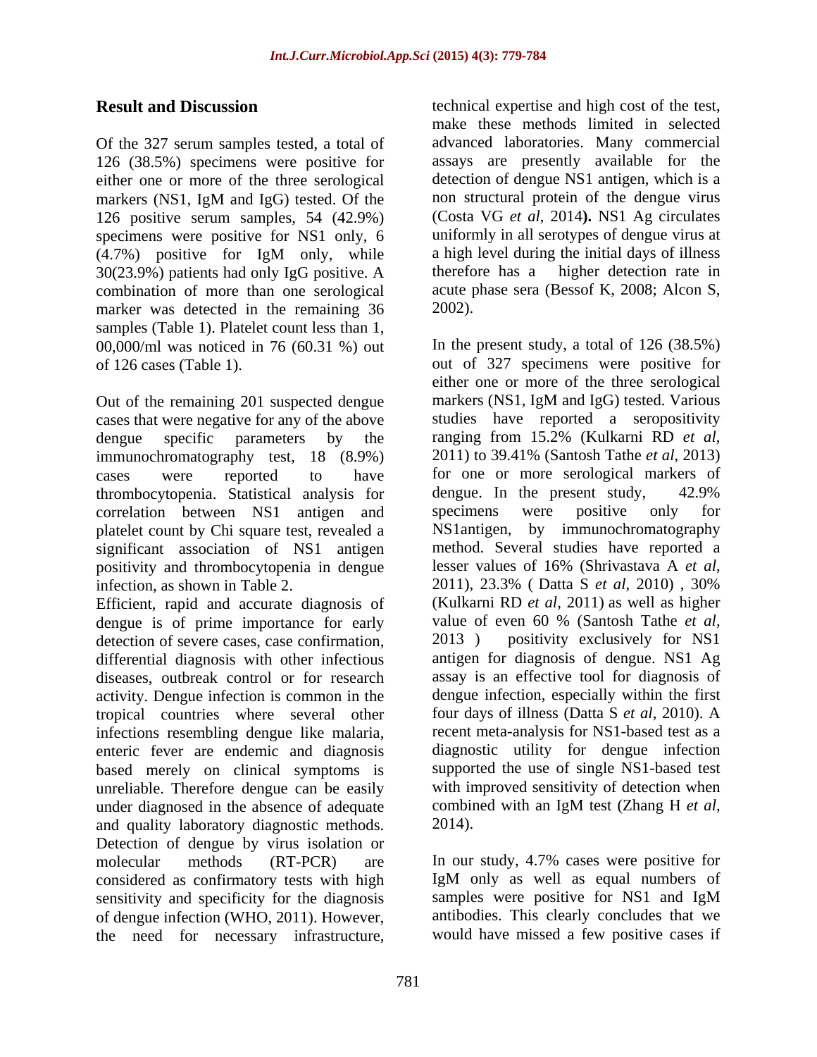## Result and Discussion

Of the 327 serum samples tested, a total of 126 (38.5%) specimens were positive for either one or more of the three serological markers (NS1, IgM and IgG) tested. Of the 126 positive serum samples, 54 (42.9%) specimens were positive for NS1 only, 6 (4.7%) positive for IgM only, while 30(23.9%) patients had only IgG positive. A combination of more than one serological marker was detected in the remaining 36 samples (Table 1). Platelet count less than 1, 00,000/ml was noticed in 76 (60.31 %) out of 126 cases (Table 1).

Out of the remaining 201 suspected dengue cases that were negative for any of the above dengue specific parameters by the immunochromatography test, 18 (8.9%) cases were reported to have thrombocytopenia. Statistical analysis for correlation between NS1 antigen and platelet count by Chi square test, revealed a significant association of NS1 antigen positivity and thrombocytopenia in dengue infection, as shown in Table 2.

Efficient, rapid and accurate diagnosis of dengue is of prime importance for early detection of severe cases, case confirmation, differential diagnosis with other infectious diseases, outbreak control or for research activity. Dengue infection is common in the tropical countries where several other infections resembling dengue like malaria, enteric fever are endemic and diagnosis based merely on clinical symptoms is unreliable. Therefore dengue can be easily under diagnosed in the absence of adequate and quality laboratory diagnostic methods. Detection of dengue by virus isolation or molecular methods (RT-PCR) are considered as confirmatory tests with high sensitivity and specificity for the diagnosis of dengue infection (WHO, 2011). However, the need for necessary infrastructure, technical expertise and high cost of the test, make these methods limited in selected advanced laboratories. Many commercial assays are presently available for the detection of dengue NS1 antigen, which is a non structural protein of the dengue virus (Costa VG *et al*, 2014**).** NS1 Ag circulates uniformly in all serotypes of dengue virus at a high level during the initial days of illness therefore has a higher detection rate in acute phase sera (Bessof K, 2008; Alcon S, 2002).

In the present study, a total of 126 (38.5%) out of 327 specimens were positive for either one or more of the three serological markers (NS1, IgM and IgG) tested. Various studies have reported a seropositivity ranging from 15.2% (Kulkarni RD *et al*, 2011) to 39.41% (Santosh Tathe *et al*, 2013) for one or more serological markers of dengue. In the present study, 42.9% specimens were positive only for NS1antigen, by immunochromatography method. Several studies have reported a lesser values of 16% (Shrivastava A *et al*, 2011), 23.3% ( Datta S *et al*, 2010) , 30% (Kulkarni RD *et al*, 2011) as well as higher value of even 60 % (Santosh Tathe *et al,* 2013 ) positivity exclusively for NS1 antigen for diagnosis of dengue. NS1 Ag assay is an effective tool for diagnosis of dengue infection, especially within the first four days of illness (Datta S *et al*, 2010). A recent meta-analysis for NS1-based test as a diagnostic utility for dengue infection supported the use of single NS1-based test with improved sensitivity of detection when combined with an IgM test (Zhang H *et al,* 2014).

In our study, 4.7% cases were positive for IgM only as well as equal numbers of samples were positive for NS1 and IgM antibodies. This clearly concludes that we would have missed a few positive cases if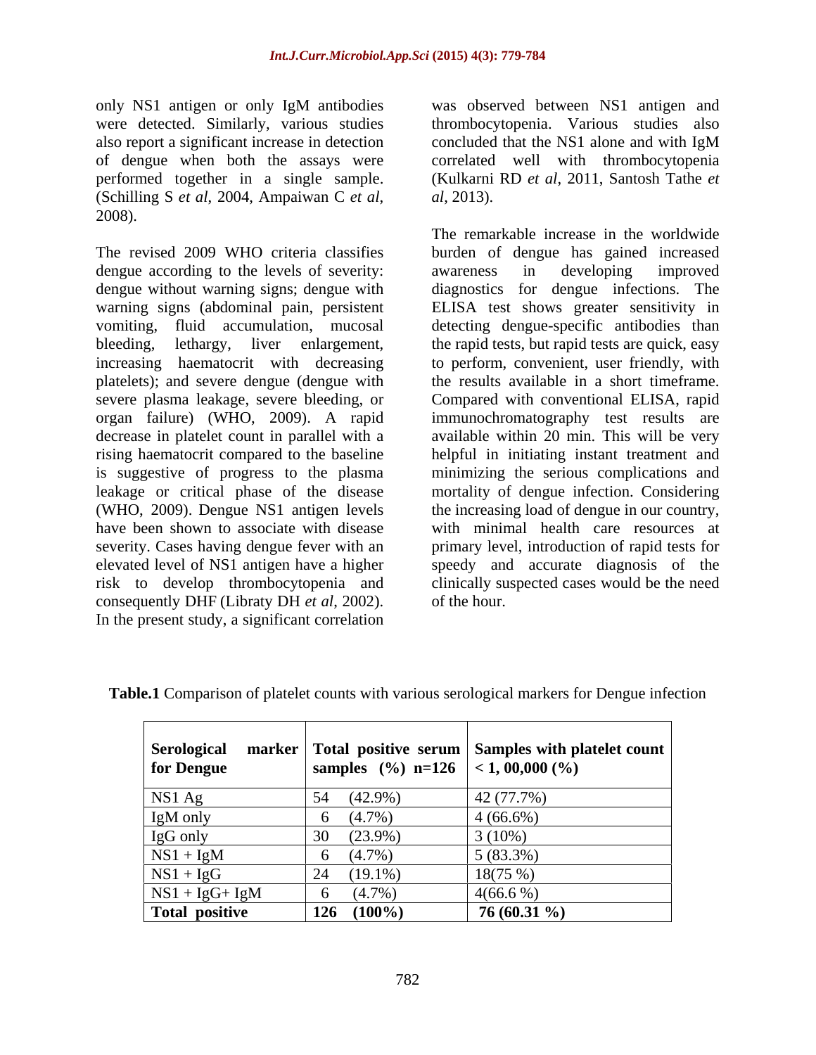only NS1 antigen or only IgM antibodies were detected. Similarly, various studies also report a significant increase in detection of dengue when both the assays were performed together in a single sample. (Schilling S *et al*, 2004, Ampaiwan C *et al*, 2008).

The revised 2009 WHO criteria classifies dengue according to the levels of severity: dengue without warning signs; dengue with warning signs (abdominal pain, persistent vomiting, fluid accumulation, mucosal bleeding, lethargy, liver enlargement, increasing haematocrit with decreasing platelets); and severe dengue (dengue with severe plasma leakage, severe bleeding, or organ failure) (WHO, 2009). A rapid decrease in platelet count in parallel with a rising haematocrit compared to the baseline is suggestive of progress to the plasma leakage or critical phase of the disease (WHO, 2009). Dengue NS1 antigen levels have been shown to associate with disease severity. Cases having dengue fever with an elevated level of NS1 antigen have a higher risk to develop thrombocytopenia and consequently DHF (Libraty DH *et al*, 2002). In the present study, a significant correlation was observed between NS1 antigen and thrombocytopenia. Various studies also concluded that the NS1 alone and with IgM correlated well with thrombocytopenia (Kulkarni RD *et al*, 2011, Santosh Tathe *et al*, 2013).

The remarkable increase in the worldwide burden of dengue has gained increased awareness in developing improved diagnostics for dengue infections. The ELISA test shows greater sensitivity in detecting dengue-specific antibodies than the rapid tests, but rapid tests are quick, easy to perform, convenient, user friendly, with the results available in a short timeframe. Compared with conventional ELISA, rapid immunochromatography test results are available within 20 min. This will be very helpful in initiating instant treatment and minimizing the serious complications and mortality of dengue infection. Considering the increasing load of dengue in our country, with minimal health care resources at primary level, introduction of rapid tests for speedy and accurate diagnosis of the clinically suspected cases would be the need of the hour.

**Table.1** Comparison of platelet counts with various serological markers for Dengue infection

| **Serological marker for Dengue** | **Total positive serum samples (%) n=126** | **Samples with platelet count < 1, 00,000 (%)** |
|---|---|---|
| NS1 Ag | 54 (42.9%) | 42 (77.7%) |
| IgM only | 6 (4.7%) | 4 (66.6%) |
| IgG only | 30 (23.9%) | 3 (10%) |
| NS1 + IgM | 6 (4.7%) | 5 (83.3%) |
| NS1 + IgG | 24 (19.1%) | 18(75 %) |
| NS1 + IgG+ IgM | 6 (4.7%) | 4(66.6 %) |
| **Total positive** | **126 (100%)** | **76 (60.31 %)** |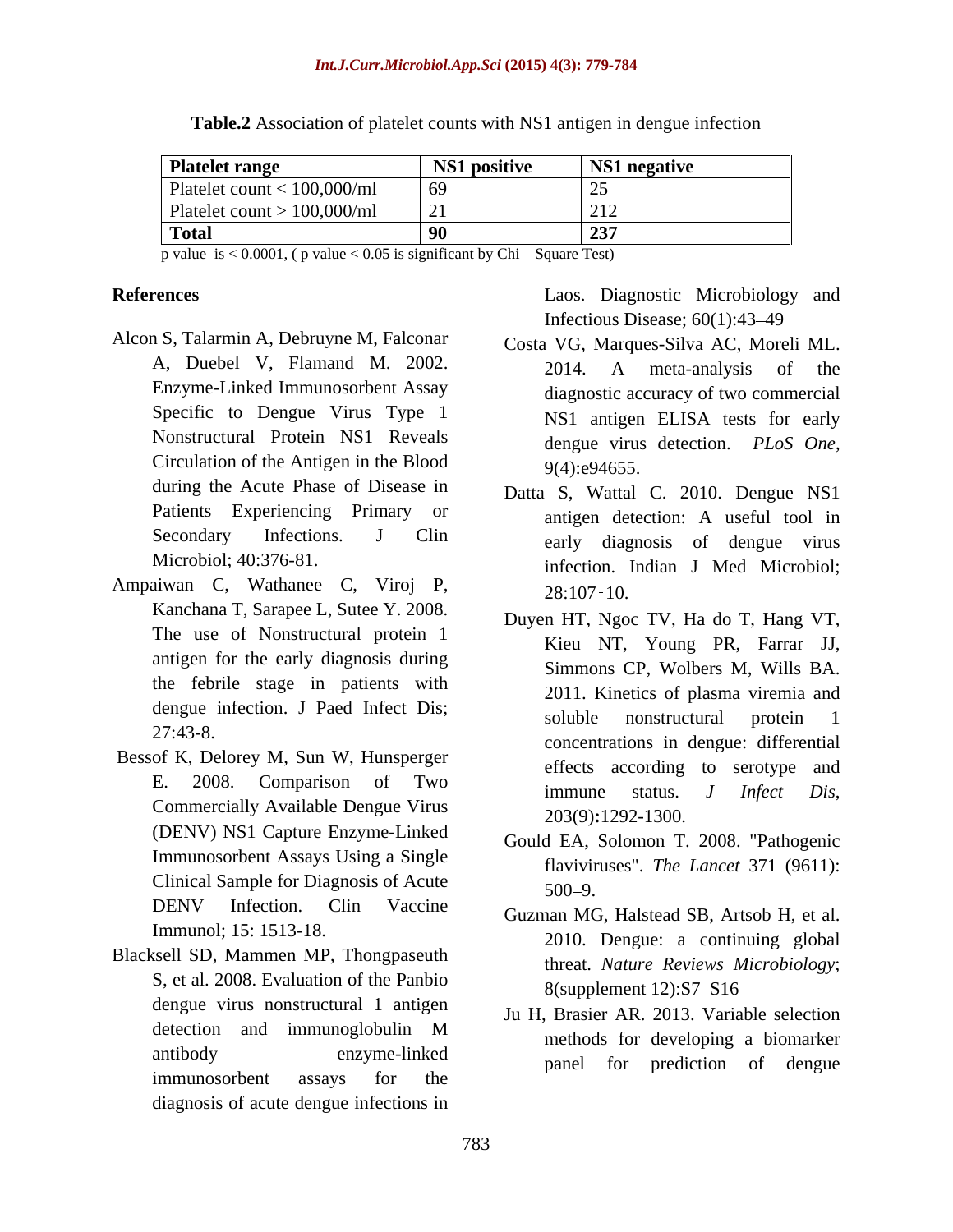**Table.2** Association of platelet counts with NS1 antigen in dengue infection

| Platelet range | NS1 positive | NS1 negative |
|---|---|---|
| Platelet count < 100,000/ml | 69 | 25 |
| Platelet count > 100,000/ml | 21 | 212 |
| **Total** | **90** | **237** |

p value is < 0.0001, ( p value < 0.05 is significant by Chi – Square Test)

## References

Alcon S, Talarmin A, Debruyne M, Falconar A, Duebel V, Flamand M. 2002. Enzyme-Linked Immunosorbent Assay Specific to Dengue Virus Type 1 Nonstructural Protein NS1 Reveals Circulation of the Antigen in the Blood during the Acute Phase of Disease in Patients Experiencing Primary or Secondary Infections. J Clin Microbiol; 40:376-81.

Ampaiwan C, Wathanee C, Viroj P, Kanchana T, Sarapee L, Sutee Y. 2008. The use of Nonstructural protein 1 antigen for the early diagnosis during the febrile stage in patients with dengue infection. J Paed Infect Dis; 27:43-8.

Bessof K, Delorey M, Sun W, Hunsperger E. 2008. Comparison of Two Commercially Available Dengue Virus (DENV) NS1 Capture Enzyme-Linked Immunosorbent Assays Using a Single Clinical Sample for Diagnosis of Acute DENV Infection. Clin Vaccine Immunol; 15: 1513-18.

Blacksell SD, Mammen MP, Thongpaseuth S, et al. 2008. Evaluation of the Panbio dengue virus nonstructural 1 antigen detection and immunoglobulin M antibody enzyme-linked immunosorbent assays for the diagnosis of acute dengue infections in Laos. Diagnostic Microbiology and Infectious Disease; 60(1):43–49

Costa VG, Marques-Silva AC, Moreli ML. 2014. A meta-analysis of the diagnostic accuracy of two commercial NS1 antigen ELISA tests for early dengue virus detection. *PLoS One*, 9(4):e94655.

Datta S, Wattal C. 2010. Dengue NS1 antigen detection: A useful tool in early diagnosis of dengue virus infection. Indian J Med Microbiol; 28:107‑10.

Duyen HT, Ngoc TV, Ha do T, Hang VT, Kieu NT, Young PR, Farrar JJ, Simmons CP, Wolbers M, Wills BA. 2011. Kinetics of plasma viremia and soluble nonstructural protein 1 concentrations in dengue: differential effects according to serotype and immune status. *J Infect Dis*, 203(9)**:**1292-1300.

Gould EA, Solomon T. 2008. "Pathogenic flaviviruses". *The Lancet* 371 (9611): 500–9.

Guzman MG, Halstead SB, Artsob H, et al. 2010. Dengue: a continuing global threat. *Nature Reviews Microbiology*; 8(supplement 12):S7–S16

Ju H, Brasier AR. 2013. Variable selection methods for developing a biomarker panel for prediction of dengue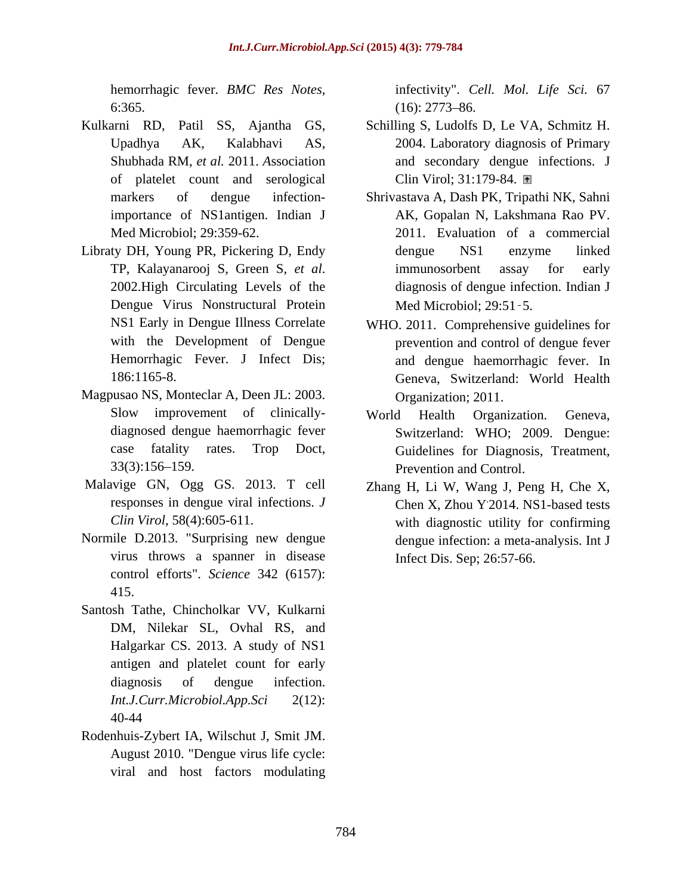hemorrhagic fever. *BMC Res Notes*, 6:365.

Kulkarni RD, Patil SS, Ajantha GS, Upadhya AK, Kalabhavi AS, Shubhada RM, *et al.* 2011. Association of platelet count and serological markers of dengue infection- importance of NS1antigen. Indian J Med Microbiol; 29:359-62.

Libraty DH, Young PR, Pickering D, Endy TP, Kalayanarooj S, Green S, *et al*. 2002.High Circulating Levels of the Dengue Virus Nonstructural Protein NS1 Early in Dengue Illness Correlate with the Development of Dengue Hemorrhagic Fever. J Infect Dis; 186:1165-8.

Magpusao NS, Monteclar A, Deen JL: 2003. Slow improvement of clinically-diagnosed dengue haemorrhagic fever case fatality rates. Trop Doct, 33(3):156–159.

Malavige GN, Ogg GS. 2013. T cell responses in dengue viral infections. *J Clin Virol*, 58(4):605-611.

Normile D.2013. "Surprising new dengue virus throws a spanner in disease control efforts". *Science* 342 (6157): 415.

Santosh Tathe, Chincholkar VV, Kulkarni DM, Nilekar SL, Ovhal RS, and Halgarkar CS. 2013. A study of NS1 antigen and platelet count for early diagnosis of dengue infection. *Int.J.Curr.Microbiol.App.Sci* 2(12): 40-44

Rodenhuis-Zybert IA, Wilschut J, Smit JM. August 2010. "Dengue virus life cycle: viral and host factors modulating infectivity". *Cell. Mol. Life Sci.* 67 (16): 2773–86.

Schilling S, Ludolfs D, Le VA, Schmitz H. 2004. Laboratory diagnosis of Primary and secondary dengue infections. J Clin Virol; 31:179-84.

Shrivastava A, Dash PK, Tripathi NK, Sahni AK, Gopalan N, Lakshmana Rao PV. 2011. Evaluation of a commercial dengue NS1 enzyme linked immunosorbent assay for early diagnosis of dengue infection. Indian J Med Microbiol; 29:51-5.

WHO. 2011. Comprehensive guidelines for prevention and control of dengue fever and dengue haemorrhagic fever. In Geneva, Switzerland: World Health Organization; 2011.

World Health Organization. Geneva, Switzerland: WHO; 2009. Dengue: Guidelines for Diagnosis, Treatment, Prevention and Control.

Zhang H, Li W, Wang J, Peng H, Che X, Chen X, Zhou Y. 2014. NS1-based tests with diagnostic utility for confirming dengue infection: a meta-analysis. Int J Infect Dis. Sep; 26:57-66.